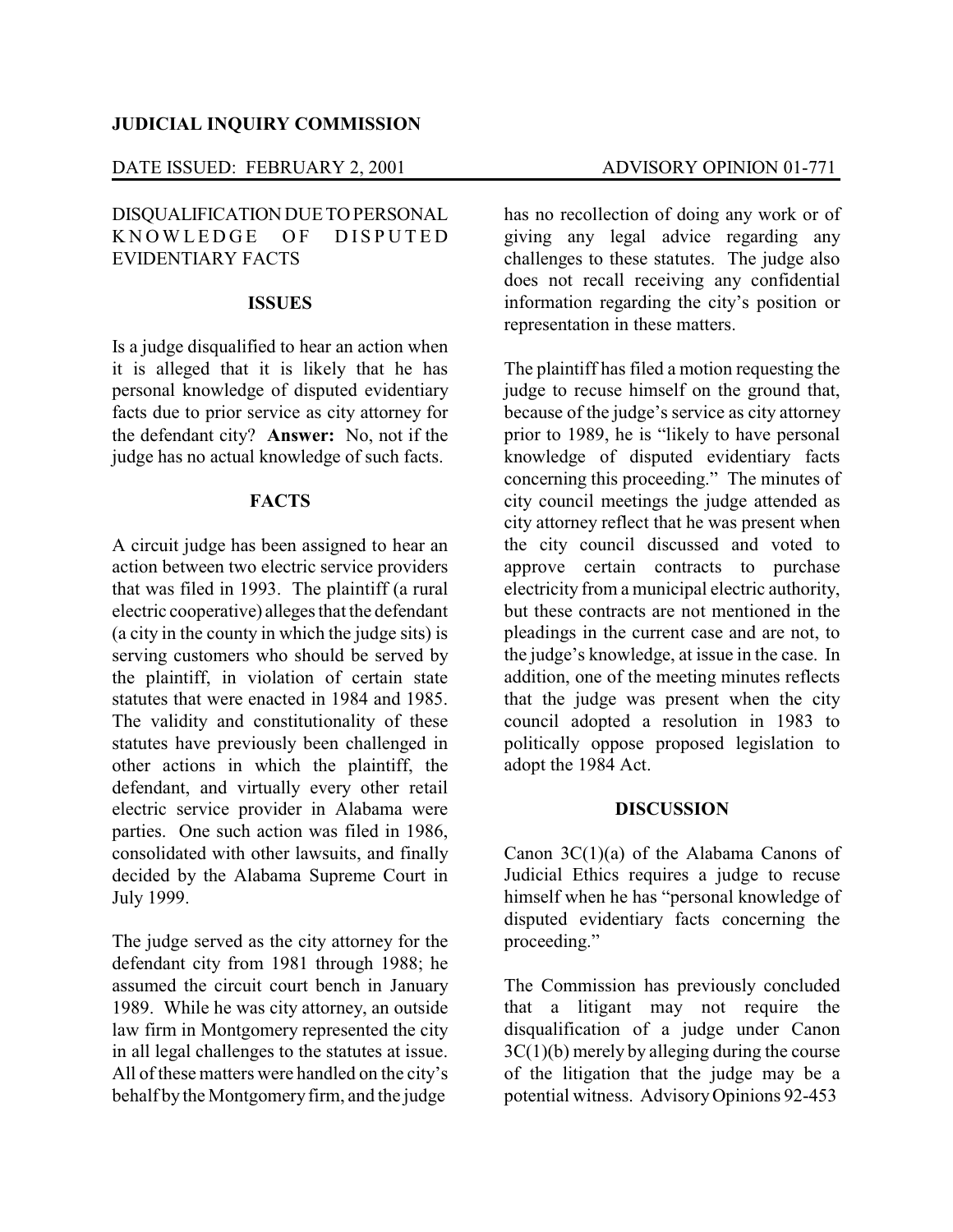**JUDICIAL INQUIRY COMMISSION**

DATE ISSUED: FEBRUARY 2, 2001 ADVISORY OPINION 01-771

DISQUALIFICATION DUE TO PERSONAL KNOWLEDGE OF DISPUTED EVIDENTIARY FACTS

**ISSUES**

Is a judge disqualified to hear an action when it is alleged that it is likely that he has personal knowledge of disputed evidentiary facts due to prior service as city attorney for the defendant city? **Answer:** No, not if the judge has no actual knowledge of such facts.

**FACTS**

A circuit judge has been assigned to hear an action between two electric service providers that was filed in 1993. The plaintiff (a rural electric cooperative) alleges that the defendant (a city in the county in which the judge sits) is serving customers who should be served by the plaintiff, in violation of certain state statutes that were enacted in 1984 and 1985. The validity and constitutionality of these statutes have previously been challenged in other actions in which the plaintiff, the defendant, and virtually every other retail electric service provider in Alabama were parties. One such action was filed in 1986, consolidated with other lawsuits, and finally decided by the Alabama Supreme Court in July 1999.

The judge served as the city attorney for the defendant city from 1981 through 1988; he assumed the circuit court bench in January 1989. While he was city attorney, an outside law firm in Montgomery represented the city in all legal challenges to the statutes at issue. All of these matters were handled on the city's behalf by the Montgomery firm, and the judge has no recollection of doing any work or of giving any legal advice regarding any challenges to these statutes. The judge also does not recall receiving any confidential information regarding the city's position or representation in these matters.

The plaintiff has filed a motion requesting the judge to recuse himself on the ground that, because of the judge's service as city attorney prior to 1989, he is "likely to have personal knowledge of disputed evidentiary facts concerning this proceeding." The minutes of city council meetings the judge attended as city attorney reflect that he was present when the city council discussed and voted to approve certain contracts to purchase electricity from a municipal electric authority, but these contracts are not mentioned in the pleadings in the current case and are not, to the judge's knowledge, at issue in the case. In addition, one of the meeting minutes reflects that the judge was present when the city council adopted a resolution in 1983 to politically oppose proposed legislation to adopt the 1984 Act.

**DISCUSSION**

Canon 3C(1)(a) of the Alabama Canons of Judicial Ethics requires a judge to recuse himself when he has "personal knowledge of disputed evidentiary facts concerning the proceeding."

The Commission has previously concluded that a litigant may not require the disqualification of a judge under Canon 3C(1)(b) merely by alleging during the course of the litigation that the judge may be a potential witness. Advisory Opinions 92-453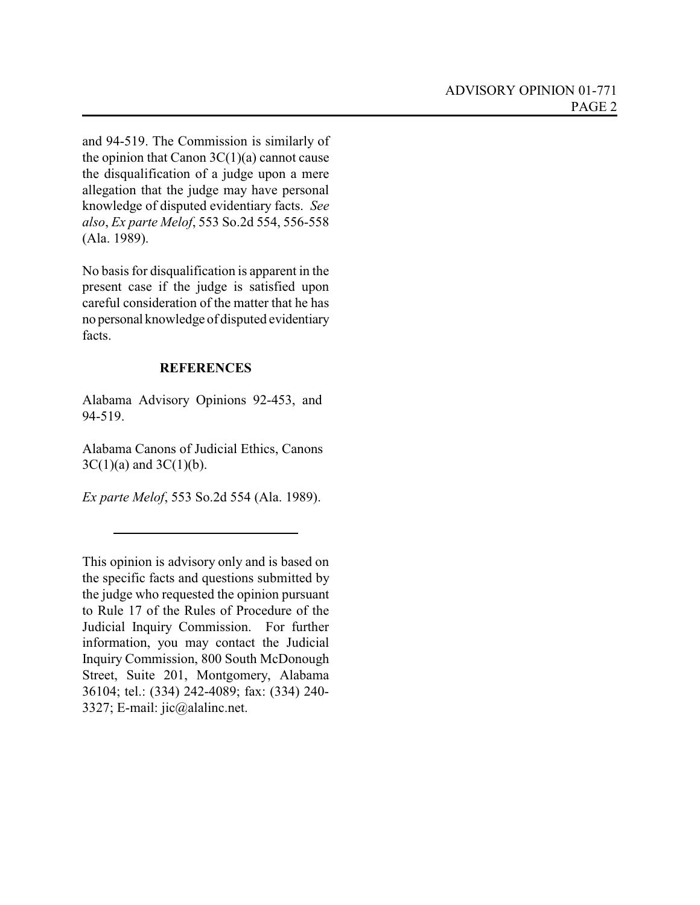and 94-519. The Commission is similarly of the opinion that Canon 3C(1)(a) cannot cause the disqualification of a judge upon a mere allegation that the judge may have personal knowledge of disputed evidentiary facts. *See also*, *Ex parte Melof*, 553 So.2d 554, 556-558 (Ala. 1989).

No basis for disqualification is apparent in the present case if the judge is satisfied upon careful consideration of the matter that he has no personal knowledge of disputed evidentiary facts.

**REFERENCES**

Alabama Advisory Opinions 92-453, and 94-519.

Alabama Canons of Judicial Ethics, Canons 3C(1)(a) and 3C(1)(b).

*Ex parte Melof*, 553 So.2d 554 (Ala. 1989).

---

This opinion is advisory only and is based on the specific facts and questions submitted by the judge who requested the opinion pursuant to Rule 17 of the Rules of Procedure of the Judicial Inquiry Commission. For further information, you may contact the Judicial Inquiry Commission, 800 South McDonough Street, Suite 201, Montgomery, Alabama 36104; tel.: (334) 242-4089; fax: (334) 240-3327; E-mail: jic@alalinc.net.